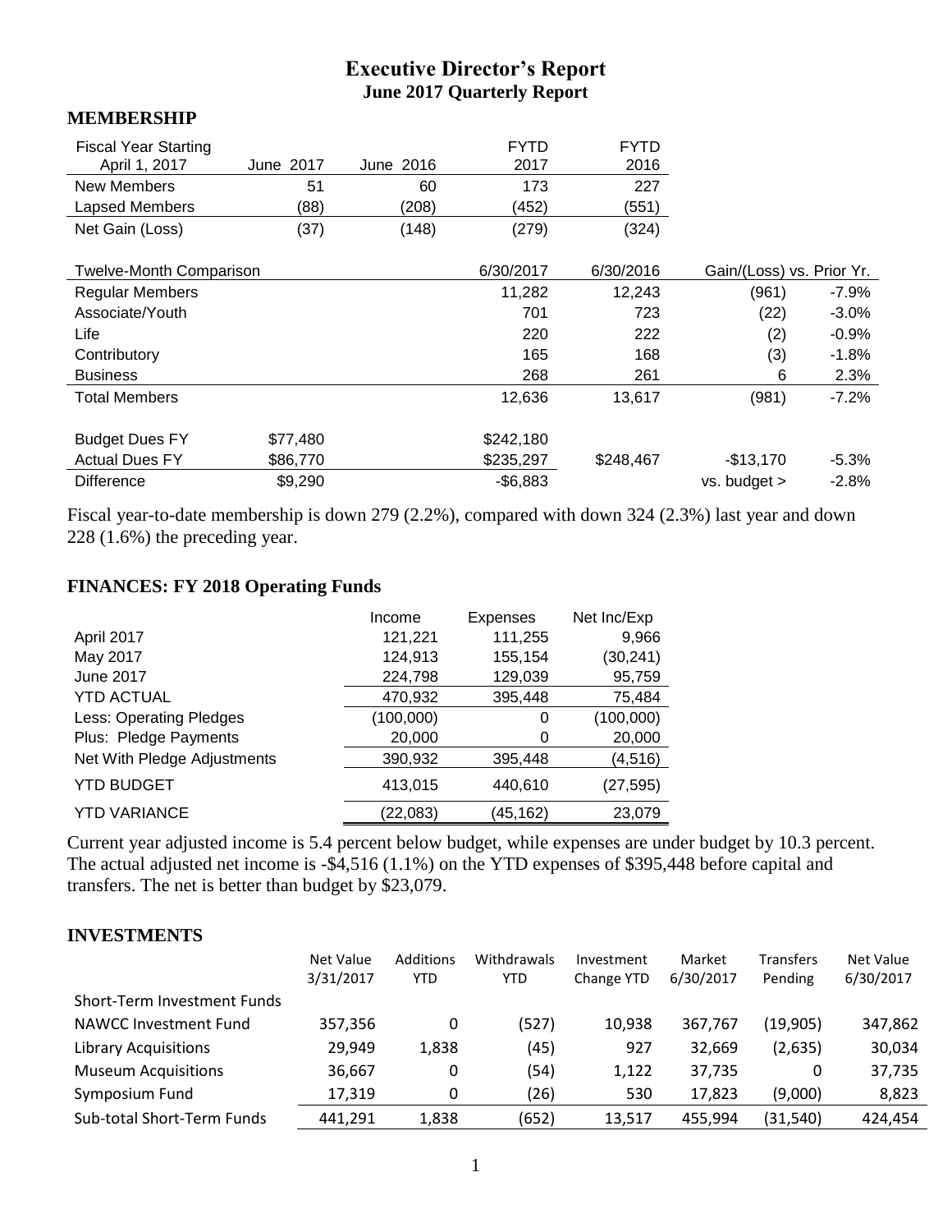# Executive Director's Report

## June 2017 Quarterly Report

### MEMBERSHIP

| Fiscal Year Starting April 1, 2017 | June 2017 | June 2016 | FYTD 2017 | FYTD 2016 | | |
|---|---|---|---|---|---|---|
| New Members | 51 | 60 | 173 | 227 | | |
| Lapsed Members | (88) | (208) | (452) | (551) | | |
| Net Gain (Loss) | (37) | (148) | (279) | (324) | | |
| | | | | | | |
| Twelve-Month Comparison | | | 6/30/2017 | 6/30/2016 | Gain/(Loss) vs. Prior Yr. | |
| Regular Members | | | 11,282 | 12,243 | (961) | -7.9% |
| Associate/Youth | | | 701 | 723 | (22) | -3.0% |
| Life | | | 220 | 222 | (2) | -0.9% |
| Contributory | | | 165 | 168 | (3) | -1.8% |
| Business | | | 268 | 261 | 6 | 2.3% |
| Total Members | | | 12,636 | 13,617 | (981) | -7.2% |
| | | | | | | |
| Budget Dues FY | $77,480 | | $242,180 | | | |
| Actual Dues FY | $86,770 | | $235,297 | $248,467 | -$13,170 | -5.3% |
| Difference | $9,290 | | -$6,883 | | vs. budget > | -2.8% |

Fiscal year-to-date membership is down 279 (2.2%), compared with down 324 (2.3%) last year and down 228 (1.6%) the preceding year.

### FINANCES: FY 2018 Operating Funds

| | Income | Expenses | Net Inc/Exp |
|---|---|---|---|
| April 2017 | 121,221 | 111,255 | 9,966 |
| May 2017 | 124,913 | 155,154 | (30,241) |
| June 2017 | 224,798 | 129,039 | 95,759 |
| YTD ACTUAL | 470,932 | 395,448 | 75,484 |
| Less: Operating Pledges | (100,000) | 0 | (100,000) |
| Plus: Pledge Payments | 20,000 | 0 | 20,000 |
| Net With Pledge Adjustments | 390,932 | 395,448 | (4,516) |
| YTD BUDGET | 413,015 | 440,610 | (27,595) |
| YTD VARIANCE | (22,083) | (45,162) | 23,079 |

Current year adjusted income is 5.4 percent below budget, while expenses are under budget by 10.3 percent. The actual adjusted net income is -$4,516 (1.1%) on the YTD expenses of $395,448 before capital and transfers. The net is better than budget by $23,079.

### INVESTMENTS

| | Net Value 3/31/2017 | Additions YTD | Withdrawals YTD | Investment Change YTD | Market 6/30/2017 | Transfers Pending | Net Value 6/30/2017 |
|---|---|---|---|---|---|---|---|
| Short-Term Investment Funds | | | | | | | |
| NAWCC Investment Fund | 357,356 | 0 | (527) | 10,938 | 367,767 | (19,905) | 347,862 |
| Library Acquisitions | 29,949 | 1,838 | (45) | 927 | 32,669 | (2,635) | 30,034 |
| Museum Acquisitions | 36,667 | 0 | (54) | 1,122 | 37,735 | 0 | 37,735 |
| Symposium Fund | 17,319 | 0 | (26) | 530 | 17,823 | (9,000) | 8,823 |
| Sub-total Short-Term Funds | 441,291 | 1,838 | (652) | 13,517 | 455,994 | (31,540) | 424,454 |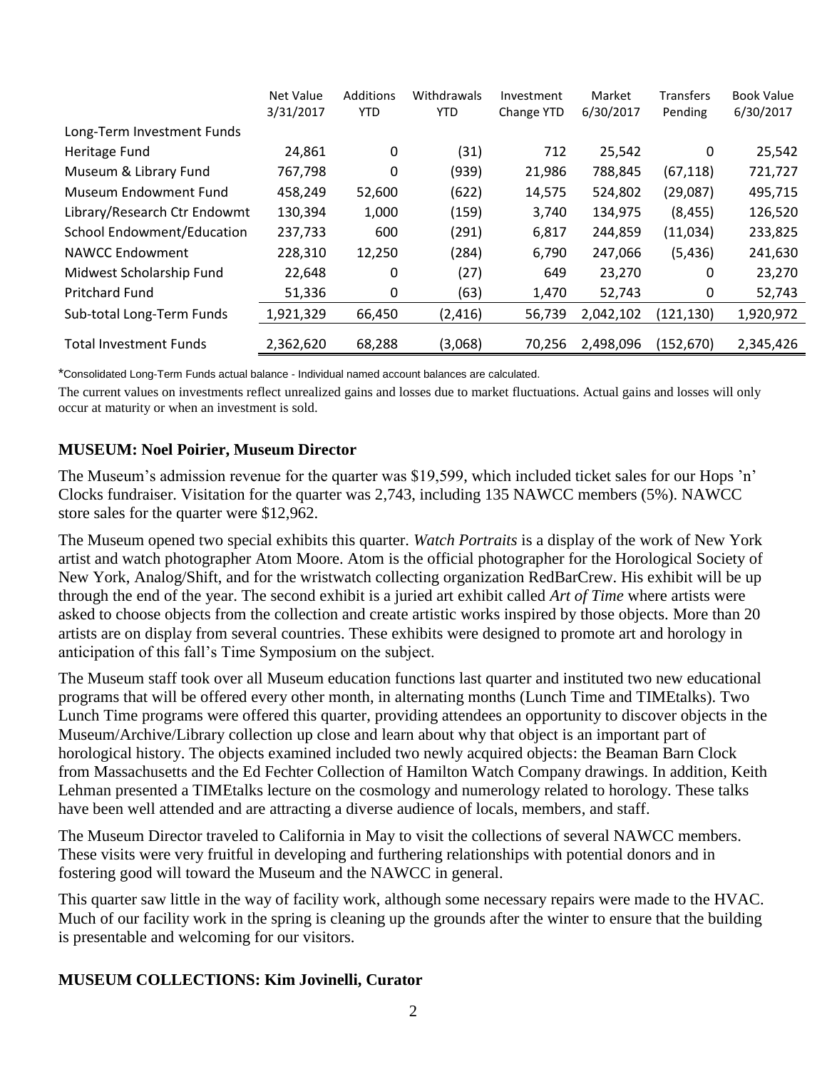| | Net Value 3/31/2017 | Additions YTD | Withdrawals YTD | Investment Change YTD | Market 6/30/2017 | Transfers Pending | Book Value 6/30/2017 |
|---|---|---|---|---|---|---|---|
| Long-Term Investment Funds | | | | | | | |
| Heritage Fund | 24,861 | 0 | (31) | 712 | 25,542 | 0 | 25,542 |
| Museum & Library Fund | 767,798 | 0 | (939) | 21,986 | 788,845 | (67,118) | 721,727 |
| Museum Endowment Fund | 458,249 | 52,600 | (622) | 14,575 | 524,802 | (29,087) | 495,715 |
| Library/Research Ctr Endowmt | 130,394 | 1,000 | (159) | 3,740 | 134,975 | (8,455) | 126,520 |
| School Endowment/Education | 237,733 | 600 | (291) | 6,817 | 244,859 | (11,034) | 233,825 |
| NAWCC Endowment | 228,310 | 12,250 | (284) | 6,790 | 247,066 | (5,436) | 241,630 |
| Midwest Scholarship Fund | 22,648 | 0 | (27) | 649 | 23,270 | 0 | 23,270 |
| Pritchard Fund | 51,336 | 0 | (63) | 1,470 | 52,743 | 0 | 52,743 |
| Sub-total Long-Term Funds | 1,921,329 | 66,450 | (2,416) | 56,739 | 2,042,102 | (121,130) | 1,920,972 |
| Total Investment Funds | 2,362,620 | 68,288 | (3,068) | 70,256 | 2,498,096 | (152,670) | 2,345,426 |

*Consolidated Long-Term Funds actual balance - Individual named account balances are calculated.

The current values on investments reflect unrealized gains and losses due to market fluctuations. Actual gains and losses will only occur at maturity or when an investment is sold.

## MUSEUM: Noel Poirier, Museum Director

The Museum's admission revenue for the quarter was $19,599, which included ticket sales for our Hops 'n' Clocks fundraiser. Visitation for the quarter was 2,743, including 135 NAWCC members (5%). NAWCC store sales for the quarter were $12,962.

The Museum opened two special exhibits this quarter. *Watch Portraits* is a display of the work of New York artist and watch photographer Atom Moore. Atom is the official photographer for the Horological Society of New York, Analog/Shift, and for the wristwatch collecting organization RedBarCrew. His exhibit will be up through the end of the year. The second exhibit is a juried art exhibit called *Art of Time* where artists were asked to choose objects from the collection and create artistic works inspired by those objects. More than 20 artists are on display from several countries. These exhibits were designed to promote art and horology in anticipation of this fall's Time Symposium on the subject.

The Museum staff took over all Museum education functions last quarter and instituted two new educational programs that will be offered every other month, in alternating months (Lunch Time and TIMEtalks). Two Lunch Time programs were offered this quarter, providing attendees an opportunity to discover objects in the Museum/Archive/Library collection up close and learn about why that object is an important part of horological history. The objects examined included two newly acquired objects: the Beaman Barn Clock from Massachusetts and the Ed Fechter Collection of Hamilton Watch Company drawings. In addition, Keith Lehman presented a TIMEtalks lecture on the cosmology and numerology related to horology. These talks have been well attended and are attracting a diverse audience of locals, members, and staff.

The Museum Director traveled to California in May to visit the collections of several NAWCC members. These visits were very fruitful in developing and furthering relationships with potential donors and in fostering good will toward the Museum and the NAWCC in general.

This quarter saw little in the way of facility work, although some necessary repairs were made to the HVAC. Much of our facility work in the spring is cleaning up the grounds after the winter to ensure that the building is presentable and welcoming for our visitors.

## MUSEUM COLLECTIONS: Kim Jovinelli, Curator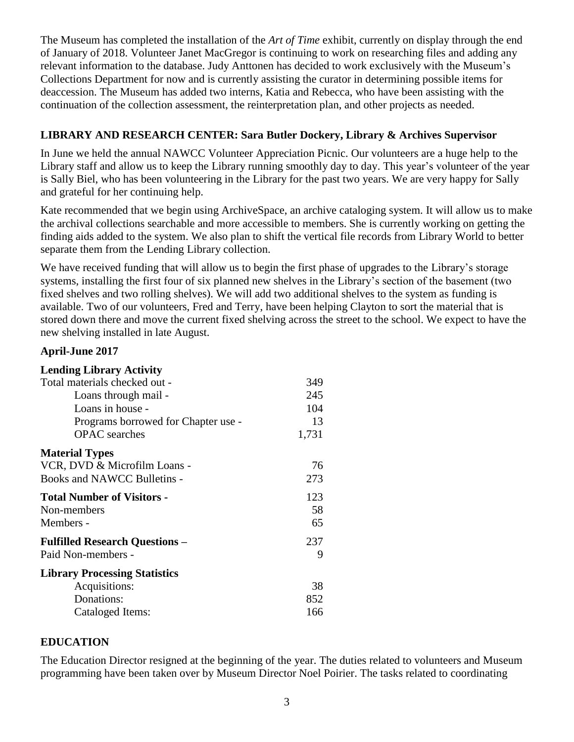The Museum has completed the installation of the *Art of Time* exhibit, currently on display through the end of January of 2018. Volunteer Janet MacGregor is continuing to work on researching files and adding any relevant information to the database. Judy Anttonen has decided to work exclusively with the Museum's Collections Department for now and is currently assisting the curator in determining possible items for deaccession. The Museum has added two interns, Katia and Rebecca, who have been assisting with the continuation of the collection assessment, the reinterpretation plan, and other projects as needed.

### LIBRARY AND RESEARCH CENTER: Sara Butler Dockery, Library & Archives Supervisor

In June we held the annual NAWCC Volunteer Appreciation Picnic. Our volunteers are a huge help to the Library staff and allow us to keep the Library running smoothly day to day. This year's volunteer of the year is Sally Biel, who has been volunteering in the Library for the past two years. We are very happy for Sally and grateful for her continuing help.

Kate recommended that we begin using ArchiveSpace, an archive cataloging system. It will allow us to make the archival collections searchable and more accessible to members. She is currently working on getting the finding aids added to the system. We also plan to shift the vertical file records from Library World to better separate them from the Lending Library collection.

We have received funding that will allow us to begin the first phase of upgrades to the Library's storage systems, installing the first four of six planned new shelves in the Library's section of the basement (two fixed shelves and two rolling shelves). We will add two additional shelves to the system as funding is available. Two of our volunteers, Fred and Terry, have been helping Clayton to sort the material that is stored down there and move the current fixed shelving across the street to the school. We expect to have the new shelving installed in late August.

**April-June 2017**

| | |
|---|---|
| **Lending Library Activity** | |
| Total materials checked out - | 349 |
| Loans through mail - | 245 |
| Loans in house - | 104 |
| Programs borrowed for Chapter use - | 13 |
| OPAC searches | 1,731 |
| **Material Types** | |
| VCR, DVD & Microfilm Loans - | 76 |
| Books and NAWCC Bulletins - | 273 |
| **Total Number of Visitors -** | 123 |
| Non-members | 58 |
| Members - | 65 |
| **Fulfilled Research Questions –** | 237 |
| Paid Non-members - | 9 |
| **Library Processing Statistics** | |
| Acquisitions: | 38 |
| Donations: | 852 |
| Cataloged Items: | 166 |

### EDUCATION

The Education Director resigned at the beginning of the year. The duties related to volunteers and Museum programming have been taken over by Museum Director Noel Poirier. The tasks related to coordinating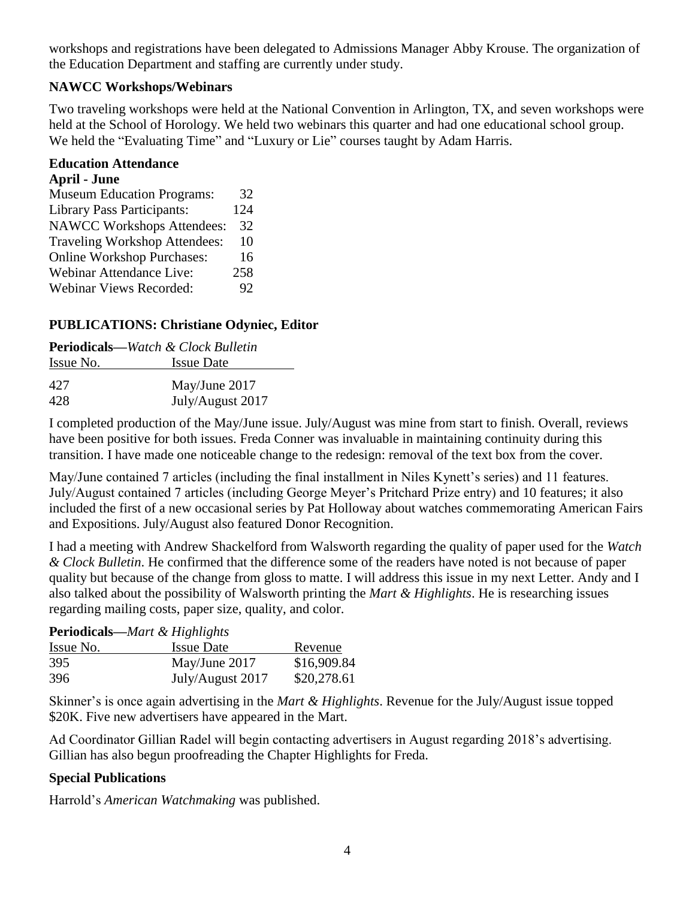workshops and registrations have been delegated to Admissions Manager Abby Krouse. The organization of the Education Department and staffing are currently under study.

### NAWCC Workshops/Webinars

Two traveling workshops were held at the National Convention in Arlington, TX, and seven workshops were held at the School of Horology. We held two webinars this quarter and had one educational school group. We held the "Evaluating Time" and "Luxury or Lie" courses taught by Adam Harris.

### Education Attendance

**April - June**

| | |
|---|---|
| Museum Education Programs: | 32 |
| Library Pass Participants: | 124 |
| NAWCC Workshops Attendees: | 32 |
| Traveling Workshop Attendees: | 10 |
| Online Workshop Purchases: | 16 |
| Webinar Attendance Live: | 258 |
| Webinar Views Recorded: | 92 |

## PUBLICATIONS: Christiane Odyniec, Editor

**Periodicals—*Watch & Clock Bulletin***

| Issue No. | Issue Date |
|---|---|
| 427 | May/June 2017 |
| 428 | July/August 2017 |

I completed production of the May/June issue. July/August was mine from start to finish. Overall, reviews have been positive for both issues. Freda Conner was invaluable in maintaining continuity during this transition. I have made one noticeable change to the redesign: removal of the text box from the cover.

May/June contained 7 articles (including the final installment in Niles Kynett's series) and 11 features. July/August contained 7 articles (including George Meyer's Pritchard Prize entry) and 10 features; it also included the first of a new occasional series by Pat Holloway about watches commemorating American Fairs and Expositions. July/August also featured Donor Recognition.

I had a meeting with Andrew Shackelford from Walsworth regarding the quality of paper used for the *Watch & Clock Bulletin*. He confirmed that the difference some of the readers have noted is not because of paper quality but because of the change from gloss to matte. I will address this issue in my next Letter. Andy and I also talked about the possibility of Walsworth printing the *Mart & Highlights*. He is researching issues regarding mailing costs, paper size, quality, and color.

**Periodicals—*Mart & Highlights***

| Issue No. | Issue Date | Revenue |
|---|---|---|
| 395 | May/June 2017 | $16,909.84 |
| 396 | July/August 2017 | $20,278.61 |

Skinner's is once again advertising in the *Mart & Highlights*. Revenue for the July/August issue topped $20K. Five new advertisers have appeared in the Mart.

Ad Coordinator Gillian Radel will begin contacting advertisers in August regarding 2018's advertising. Gillian has also begun proofreading the Chapter Highlights for Freda.

### Special Publications

Harrold's *American Watchmaking* was published.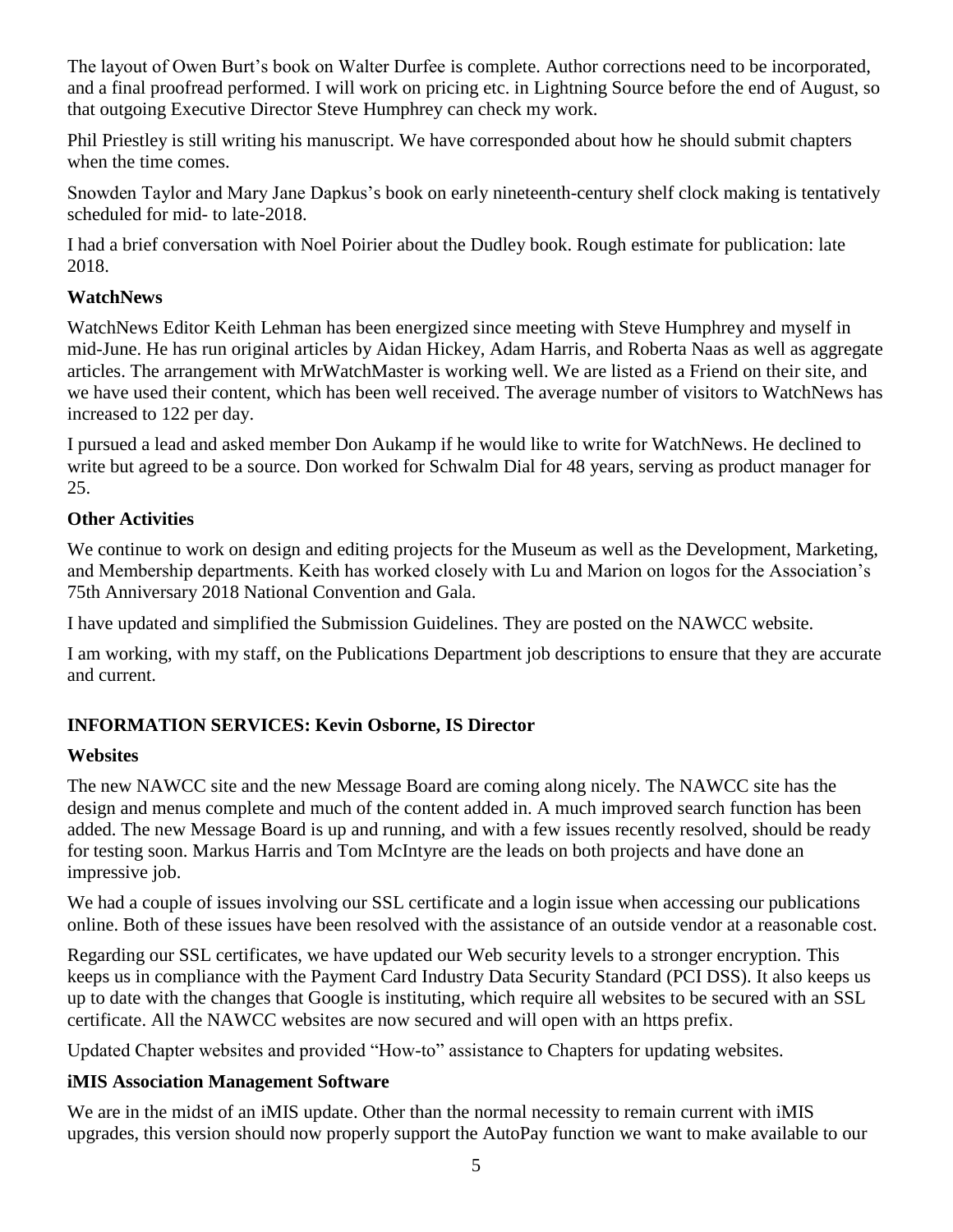The layout of Owen Burt's book on Walter Durfee is complete. Author corrections need to be incorporated, and a final proofread performed. I will work on pricing etc. in Lightning Source before the end of August, so that outgoing Executive Director Steve Humphrey can check my work.

Phil Priestley is still writing his manuscript. We have corresponded about how he should submit chapters when the time comes.

Snowden Taylor and Mary Jane Dapkus's book on early nineteenth-century shelf clock making is tentatively scheduled for mid- to late-2018.

I had a brief conversation with Noel Poirier about the Dudley book. Rough estimate for publication: late 2018.

### WatchNews

WatchNews Editor Keith Lehman has been energized since meeting with Steve Humphrey and myself in mid-June. He has run original articles by Aidan Hickey, Adam Harris, and Roberta Naas as well as aggregate articles. The arrangement with MrWatchMaster is working well. We are listed as a Friend on their site, and we have used their content, which has been well received. The average number of visitors to WatchNews has increased to 122 per day.

I pursued a lead and asked member Don Aukamp if he would like to write for WatchNews. He declined to write but agreed to be a source. Don worked for Schwalm Dial for 48 years, serving as product manager for 25.

### Other Activities

We continue to work on design and editing projects for the Museum as well as the Development, Marketing, and Membership departments. Keith has worked closely with Lu and Marion on logos for the Association's 75th Anniversary 2018 National Convention and Gala.

I have updated and simplified the Submission Guidelines. They are posted on the NAWCC website.

I am working, with my staff, on the Publications Department job descriptions to ensure that they are accurate and current.

## INFORMATION SERVICES: Kevin Osborne, IS Director

### Websites

The new NAWCC site and the new Message Board are coming along nicely. The NAWCC site has the design and menus complete and much of the content added in. A much improved search function has been added. The new Message Board is up and running, and with a few issues recently resolved, should be ready for testing soon. Markus Harris and Tom McIntyre are the leads on both projects and have done an impressive job.

We had a couple of issues involving our SSL certificate and a login issue when accessing our publications online. Both of these issues have been resolved with the assistance of an outside vendor at a reasonable cost.

Regarding our SSL certificates, we have updated our Web security levels to a stronger encryption. This keeps us in compliance with the Payment Card Industry Data Security Standard (PCI DSS). It also keeps us up to date with the changes that Google is instituting, which require all websites to be secured with an SSL certificate. All the NAWCC websites are now secured and will open with an https prefix.

Updated Chapter websites and provided "How-to" assistance to Chapters for updating websites.

### iMIS Association Management Software

We are in the midst of an iMIS update. Other than the normal necessity to remain current with iMIS upgrades, this version should now properly support the AutoPay function we want to make available to our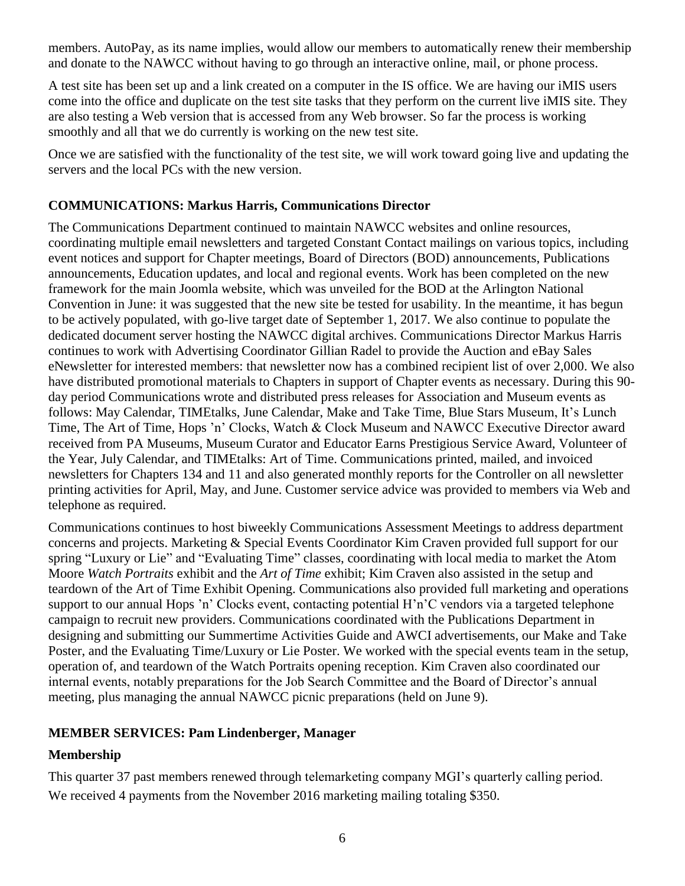members. AutoPay, as its name implies, would allow our members to automatically renew their membership and donate to the NAWCC without having to go through an interactive online, mail, or phone process.

A test site has been set up and a link created on a computer in the IS office. We are having our iMIS users come into the office and duplicate on the test site tasks that they perform on the current live iMIS site. They are also testing a Web version that is accessed from any Web browser. So far the process is working smoothly and all that we do currently is working on the new test site.

Once we are satisfied with the functionality of the test site, we will work toward going live and updating the servers and the local PCs with the new version.

**COMMUNICATIONS: Markus Harris, Communications Director**

The Communications Department continued to maintain NAWCC websites and online resources, coordinating multiple email newsletters and targeted Constant Contact mailings on various topics, including event notices and support for Chapter meetings, Board of Directors (BOD) announcements, Publications announcements, Education updates, and local and regional events. Work has been completed on the new framework for the main Joomla website, which was unveiled for the BOD at the Arlington National Convention in June: it was suggested that the new site be tested for usability. In the meantime, it has begun to be actively populated, with go-live target date of September 1, 2017. We also continue to populate the dedicated document server hosting the NAWCC digital archives. Communications Director Markus Harris continues to work with Advertising Coordinator Gillian Radel to provide the Auction and eBay Sales eNewsletter for interested members: that newsletter now has a combined recipient list of over 2,000. We also have distributed promotional materials to Chapters in support of Chapter events as necessary. During this 90-day period Communications wrote and distributed press releases for Association and Museum events as follows: May Calendar, TIMEtalks, June Calendar, Make and Take Time, Blue Stars Museum, It's Lunch Time, The Art of Time, Hops 'n' Clocks, Watch & Clock Museum and NAWCC Executive Director award received from PA Museums, Museum Curator and Educator Earns Prestigious Service Award, Volunteer of the Year, July Calendar, and TIMEtalks: Art of Time. Communications printed, mailed, and invoiced newsletters for Chapters 134 and 11 and also generated monthly reports for the Controller on all newsletter printing activities for April, May, and June. Customer service advice was provided to members via Web and telephone as required.

Communications continues to host biweekly Communications Assessment Meetings to address department concerns and projects. Marketing & Special Events Coordinator Kim Craven provided full support for our spring "Luxury or Lie" and "Evaluating Time" classes, coordinating with local media to market the Atom Moore *Watch Portraits* exhibit and the *Art of Time* exhibit; Kim Craven also assisted in the setup and teardown of the Art of Time Exhibit Opening. Communications also provided full marketing and operations support to our annual Hops 'n' Clocks event, contacting potential H'n'C vendors via a targeted telephone campaign to recruit new providers. Communications coordinated with the Publications Department in designing and submitting our Summertime Activities Guide and AWCI advertisements, our Make and Take Poster, and the Evaluating Time/Luxury or Lie Poster. We worked with the special events team in the setup, operation of, and teardown of the Watch Portraits opening reception. Kim Craven also coordinated our internal events, notably preparations for the Job Search Committee and the Board of Director's annual meeting, plus managing the annual NAWCC picnic preparations (held on June 9).

**MEMBER SERVICES: Pam Lindenberger, Manager**

**Membership**

This quarter 37 past members renewed through telemarketing company MGI's quarterly calling period.
We received 4 payments from the November 2016 marketing mailing totaling $350.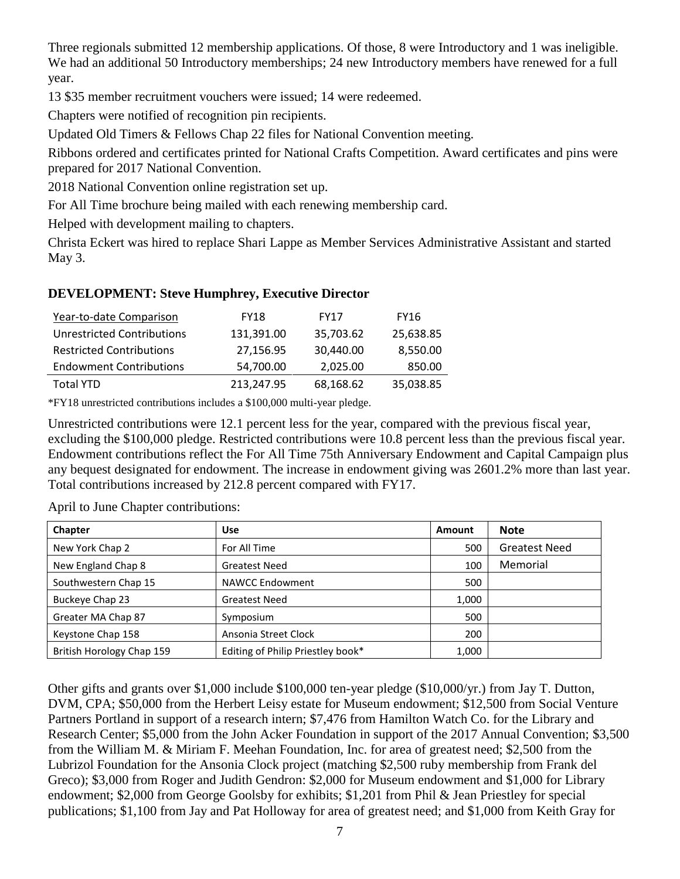Three regionals submitted 12 membership applications. Of those, 8 were Introductory and 1 was ineligible. We had an additional 50 Introductory memberships; 24 new Introductory members have renewed for a full year.

13 $35 member recruitment vouchers were issued; 14 were redeemed.

Chapters were notified of recognition pin recipients.

Updated Old Timers & Fellows Chap 22 files for National Convention meeting.

Ribbons ordered and certificates printed for National Crafts Competition. Award certificates and pins were prepared for 2017 National Convention.

2018 National Convention online registration set up.

For All Time brochure being mailed with each renewing membership card.

Helped with development mailing to chapters.

Christa Eckert was hired to replace Shari Lappe as Member Services Administrative Assistant and started May 3.

### DEVELOPMENT: Steve Humphrey, Executive Director

| Year-to-date Comparison | FY18 | FY17 | FY16 |
|---|---|---|---|
| Unrestricted Contributions | 131,391.00 | 35,703.62 | 25,638.85 |
| Restricted Contributions | 27,156.95 | 30,440.00 | 8,550.00 |
| Endowment Contributions | 54,700.00 | 2,025.00 | 850.00 |
| Total YTD | 213,247.95 | 68,168.62 | 35,038.85 |

*FY18 unrestricted contributions includes a $100,000 multi-year pledge.

Unrestricted contributions were 12.1 percent less for the year, compared with the previous fiscal year, excluding the $100,000 pledge. Restricted contributions were 10.8 percent less than the previous fiscal year. Endowment contributions reflect the For All Time 75th Anniversary Endowment and Capital Campaign plus any bequest designated for endowment. The increase in endowment giving was 2601.2% more than last year. Total contributions increased by 212.8 percent compared with FY17.

April to June Chapter contributions:

| Chapter | Use | Amount | Note |
|---|---|---|---|
| New York Chap 2 | For All Time | 500 | Greatest Need |
| New England Chap 8 | Greatest Need | 100 | Memorial |
| Southwestern Chap 15 | NAWCC Endowment | 500 | |
| Buckeye Chap 23 | Greatest Need | 1,000 | |
| Greater MA Chap 87 | Symposium | 500 | |
| Keystone Chap 158 | Ansonia Street Clock | 200 | |
| British Horology Chap 159 | Editing of Philip Priestley book* | 1,000 | |

Other gifts and grants over $1,000 include $100,000 ten-year pledge ($10,000/yr.) from Jay T. Dutton, DVM, CPA; $50,000 from the Herbert Leisy estate for Museum endowment; $12,500 from Social Venture Partners Portland in support of a research intern; $7,476 from Hamilton Watch Co. for the Library and Research Center; $5,000 from the John Acker Foundation in support of the 2017 Annual Convention; $3,500 from the William M. & Miriam F. Meehan Foundation, Inc. for area of greatest need; $2,500 from the Lubrizol Foundation for the Ansonia Clock project (matching $2,500 ruby membership from Frank del Greco); $3,000 from Roger and Judith Gendron: $2,000 for Museum endowment and $1,000 for Library endowment; $2,000 from George Goolsby for exhibits; $1,201 from Phil & Jean Priestley for special publications; $1,100 from Jay and Pat Holloway for area of greatest need; and $1,000 from Keith Gray for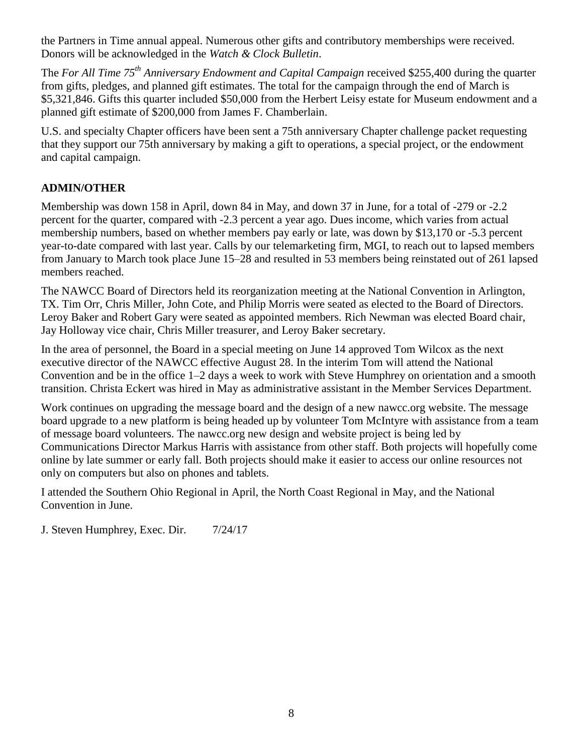the Partners in Time annual appeal. Numerous other gifts and contributory memberships were received. Donors will be acknowledged in the *Watch & Clock Bulletin*.

The *For All Time 75th Anniversary Endowment and Capital Campaign* received $255,400 during the quarter from gifts, pledges, and planned gift estimates. The total for the campaign through the end of March is $5,321,846. Gifts this quarter included $50,000 from the Herbert Leisy estate for Museum endowment and a planned gift estimate of $200,000 from James F. Chamberlain.

U.S. and specialty Chapter officers have been sent a 75th anniversary Chapter challenge packet requesting that they support our 75th anniversary by making a gift to operations, a special project, or the endowment and capital campaign.

**ADMIN/OTHER**

Membership was down 158 in April, down 84 in May, and down 37 in June, for a total of -279 or -2.2 percent for the quarter, compared with -2.3 percent a year ago. Dues income, which varies from actual membership numbers, based on whether members pay early or late, was down by $13,170 or -5.3 percent year-to-date compared with last year. Calls by our telemarketing firm, MGI, to reach out to lapsed members from January to March took place June 15–28 and resulted in 53 members being reinstated out of 261 lapsed members reached.

The NAWCC Board of Directors held its reorganization meeting at the National Convention in Arlington, TX. Tim Orr, Chris Miller, John Cote, and Philip Morris were seated as elected to the Board of Directors. Leroy Baker and Robert Gary were seated as appointed members. Rich Newman was elected Board chair, Jay Holloway vice chair, Chris Miller treasurer, and Leroy Baker secretary.

In the area of personnel, the Board in a special meeting on June 14 approved Tom Wilcox as the next executive director of the NAWCC effective August 28. In the interim Tom will attend the National Convention and be in the office 1–2 days a week to work with Steve Humphrey on orientation and a smooth transition. Christa Eckert was hired in May as administrative assistant in the Member Services Department.

Work continues on upgrading the message board and the design of a new nawcc.org website. The message board upgrade to a new platform is being headed up by volunteer Tom McIntyre with assistance from a team of message board volunteers. The nawcc.org new design and website project is being led by Communications Director Markus Harris with assistance from other staff. Both projects will hopefully come online by late summer or early fall. Both projects should make it easier to access our online resources not only on computers but also on phones and tablets.

I attended the Southern Ohio Regional in April, the North Coast Regional in May, and the National Convention in June.

J. Steven Humphrey, Exec. Dir. 7/24/17